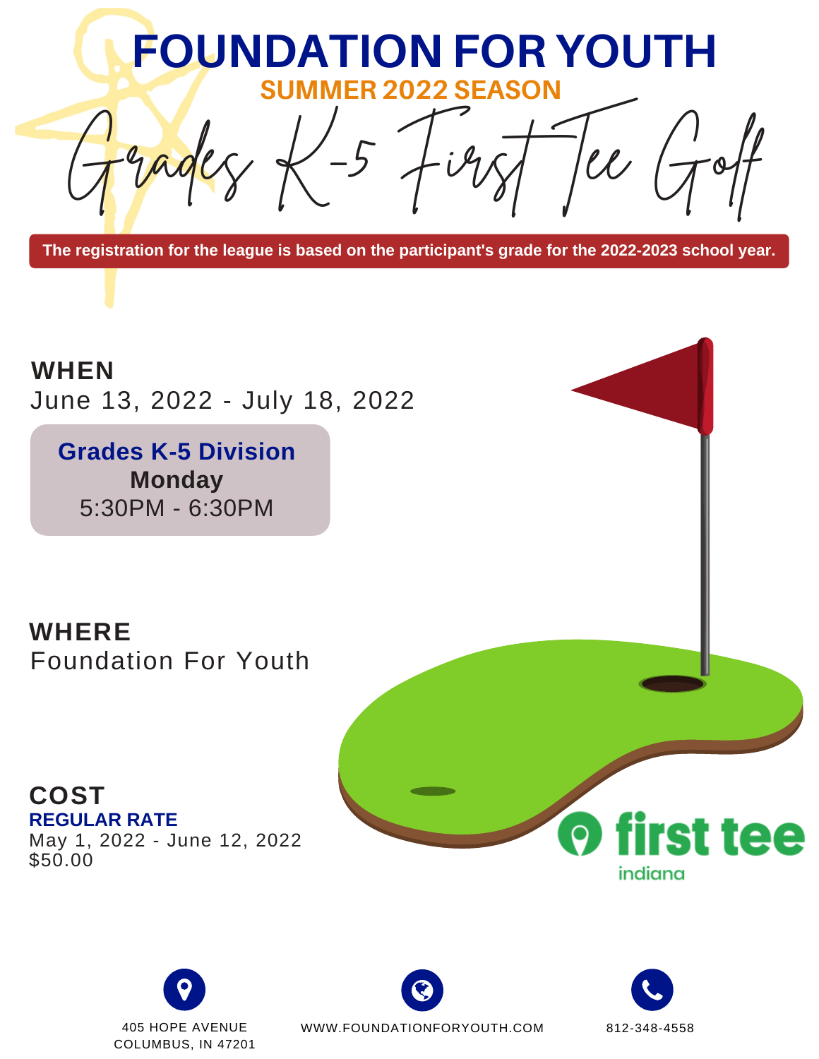# FOUNDATION FOR YOUTH

## SUMMER 2022 SEASON

# Grades K-5 First Tee Golf

**The registration for the league is based on the participant's grade for the 2022-2023 school year.**

## WHEN

June 13, 2022 - July 18, 2022

**Grades K-5 Division**
**Monday**
5:30PM - 6:30PM

## WHERE

Foundation For Youth

## COST

**REGULAR RATE**
May 1, 2022 - June 12, 2022
$50.00

first tee
indiana

405 HOPE AVENUE
COLUMBUS, IN 47201

WWW.FOUNDATIONFORYOUTH.COM

812-348-4558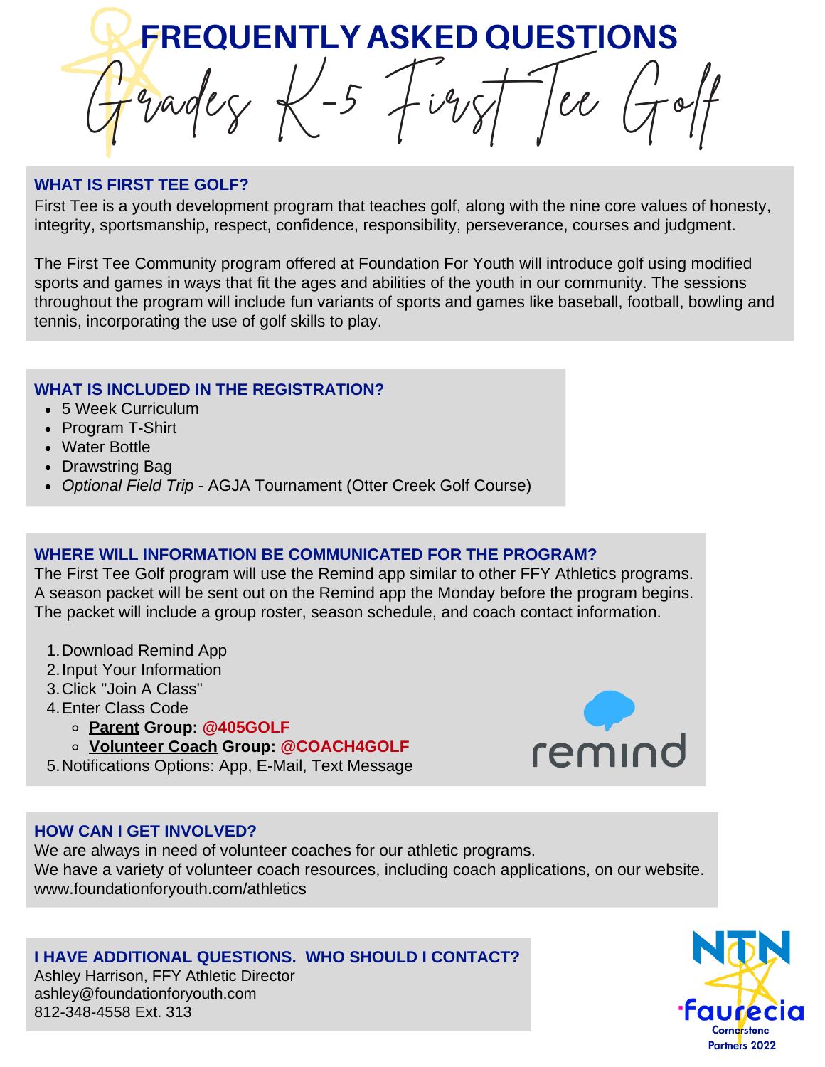# FREQUENTLY ASKED QUESTIONS

## Grades K-5 First Tee Golf

### WHAT IS FIRST TEE GOLF?

First Tee is a youth development program that teaches golf, along with the nine core values of honesty, integrity, sportsmanship, respect, confidence, responsibility, perseverance, courses and judgment.

The First Tee Community program offered at Foundation For Youth will introduce golf using modified sports and games in ways that fit the ages and abilities of the youth in our community. The sessions throughout the program will include fun variants of sports and games like baseball, football, bowling and tennis, incorporating the use of golf skills to play.

### WHAT IS INCLUDED IN THE REGISTRATION?

- 5 Week Curriculum
- Program T-Shirt
- Water Bottle
- Drawstring Bag
- *Optional Field Trip* - AGJA Tournament (Otter Creek Golf Course)

### WHERE WILL INFORMATION BE COMMUNICATED FOR THE PROGRAM?

The First Tee Golf program will use the Remind app similar to other FFY Athletics programs. A season packet will be sent out on the Remind app the Monday before the program begins. The packet will include a group roster, season schedule, and coach contact information.

1. Download Remind App
2. Input Your Information
3. Click "Join A Class"
4. Enter Class Code
   - **Parent Group: @405GOLF**
   - **Volunteer Coach Group: @COACH4GOLF**
5. Notifications Options: App, E-Mail, Text Message

remind

### HOW CAN I GET INVOLVED?

We are always in need of volunteer coaches for our athletic programs.
We have a variety of volunteer coach resources, including coach applications, on our website.
www.foundationforyouth.com/athletics

### I HAVE ADDITIONAL QUESTIONS. WHO SHOULD I CONTACT?

Ashley Harrison, FFY Athletic Director
ashley@foundationforyouth.com
812-348-4558 Ext. 313

NTN faurecia Cornerstone Partners 2022